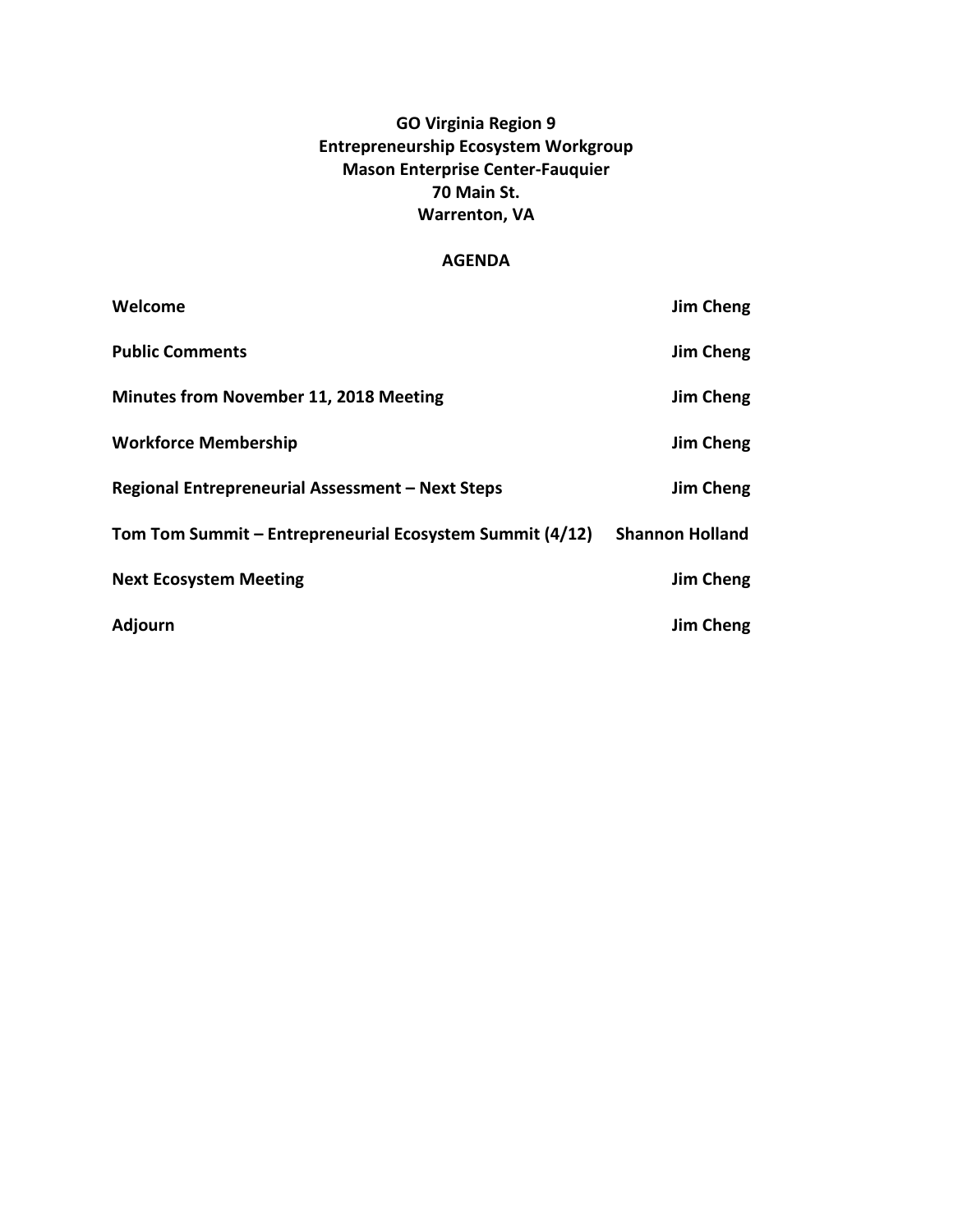**GO Virginia Region 9**
**Entrepreneurship Ecosystem Workgroup**
**Mason Enterprise Center-Fauquier**
**70 Main St.**
**Warrenton, VA**

# AGENDA

| | |
|---|---|
| **Welcome** | **Jim Cheng** |
| **Public Comments** | **Jim Cheng** |
| **Minutes from November 11, 2018 Meeting** | **Jim Cheng** |
| **Workforce Membership** | **Jim Cheng** |
| **Regional Entrepreneurial Assessment – Next Steps** | **Jim Cheng** |
| **Tom Tom Summit – Entrepreneurial Ecosystem Summit (4/12)** | **Shannon Holland** |
| **Next Ecosystem Meeting** | **Jim Cheng** |
| **Adjourn** | **Jim Cheng** |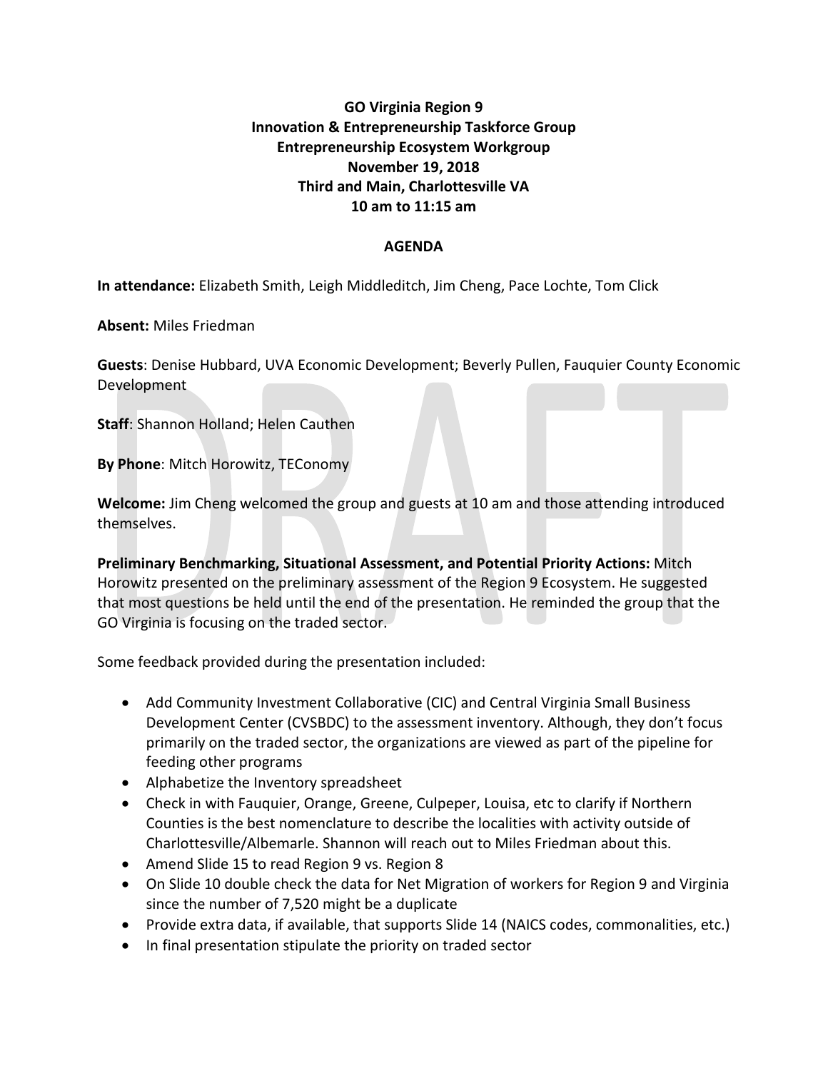**GO Virginia Region 9**
**Innovation & Entrepreneurship Taskforce Group**
**Entrepreneurship Ecosystem Workgroup**
**November 19, 2018**
**Third and Main, Charlottesville VA**
**10 am to 11:15 am**

**AGENDA**

**In attendance:** Elizabeth Smith, Leigh Middleditch, Jim Cheng, Pace Lochte, Tom Click

**Absent:** Miles Friedman

**Guests**: Denise Hubbard, UVA Economic Development; Beverly Pullen, Fauquier County Economic Development

**Staff**: Shannon Holland; Helen Cauthen

**By Phone**: Mitch Horowitz, TEConomy

**Welcome:** Jim Cheng welcomed the group and guests at 10 am and those attending introduced themselves.

**Preliminary Benchmarking, Situational Assessment, and Potential Priority Actions:** Mitch Horowitz presented on the preliminary assessment of the Region 9 Ecosystem. He suggested that most questions be held until the end of the presentation. He reminded the group that the GO Virginia is focusing on the traded sector.

Some feedback provided during the presentation included:

- Add Community Investment Collaborative (CIC) and Central Virginia Small Business Development Center (CVSBDC) to the assessment inventory. Although, they don't focus primarily on the traded sector, the organizations are viewed as part of the pipeline for feeding other programs
- Alphabetize the Inventory spreadsheet
- Check in with Fauquier, Orange, Greene, Culpeper, Louisa, etc to clarify if Northern Counties is the best nomenclature to describe the localities with activity outside of Charlottesville/Albemarle. Shannon will reach out to Miles Friedman about this.
- Amend Slide 15 to read Region 9 vs. Region 8
- On Slide 10 double check the data for Net Migration of workers for Region 9 and Virginia since the number of 7,520 might be a duplicate
- Provide extra data, if available, that supports Slide 14 (NAICS codes, commonalities, etc.)
- In final presentation stipulate the priority on traded sector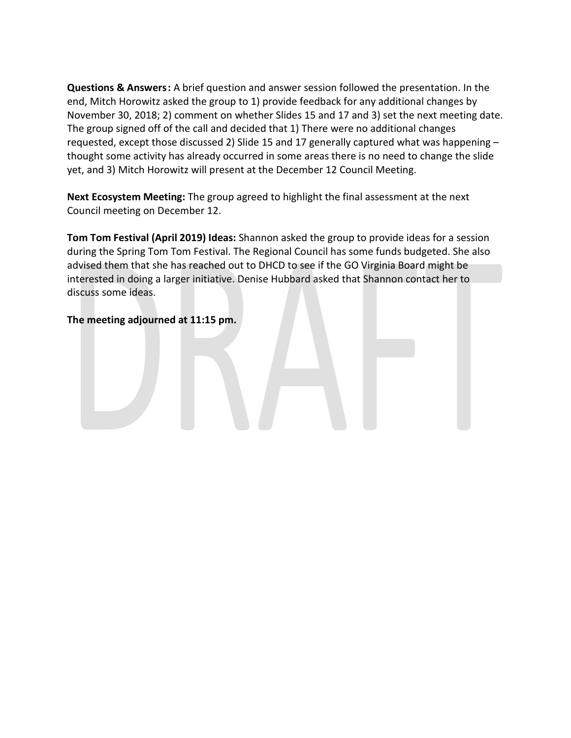**Questions & Answers:** A brief question and answer session followed the presentation. In the end, Mitch Horowitz asked the group to 1) provide feedback for any additional changes by November 30, 2018; 2) comment on whether Slides 15 and 17 and 3) set the next meeting date. The group signed off of the call and decided that 1) There were no additional changes requested, except those discussed 2) Slide 15 and 17 generally captured what was happening – thought some activity has already occurred in some areas there is no need to change the slide yet, and 3) Mitch Horowitz will present at the December 12 Council Meeting.

**Next Ecosystem Meeting:** The group agreed to highlight the final assessment at the next Council meeting on December 12.

**Tom Tom Festival (April 2019) Ideas:** Shannon asked the group to provide ideas for a session during the Spring Tom Tom Festival. The Regional Council has some funds budgeted. She also advised them that she has reached out to DHCD to see if the GO Virginia Board might be interested in doing a larger initiative. Denise Hubbard asked that Shannon contact her to discuss some ideas.

**The meeting adjourned at 11:15 pm.**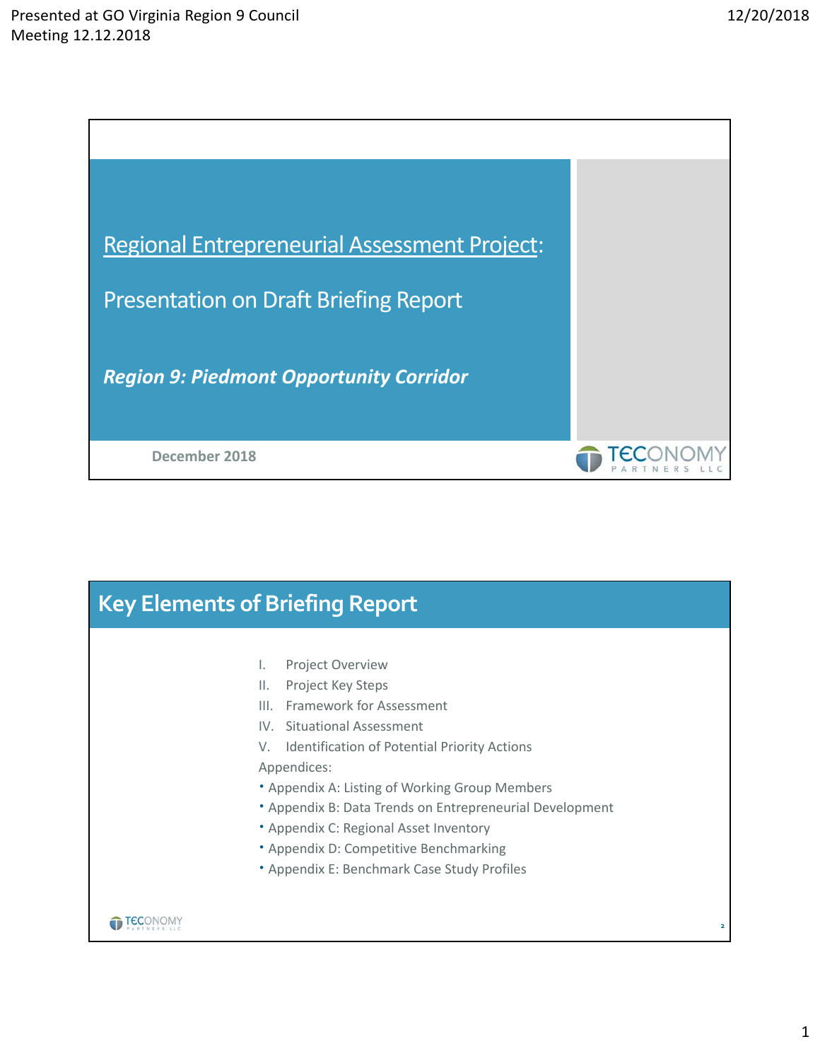# Regional Entrepreneurial Assessment Project:

## Presentation on Draft Briefing Report

***Region 9: Piedmont Opportunity Corridor***

**December 2018**

TECONOMY PARTNERS LLC

---

## Key Elements of Briefing Report

I. Project Overview
II. Project Key Steps
III. Framework for Assessment
IV. Situational Assessment
V. Identification of Potential Priority Actions

Appendices:

- Appendix A: Listing of Working Group Members
- Appendix B: Data Trends on Entrepreneurial Development
- Appendix C: Regional Asset Inventory
- Appendix D: Competitive Benchmarking
- Appendix E: Benchmark Case Study Profiles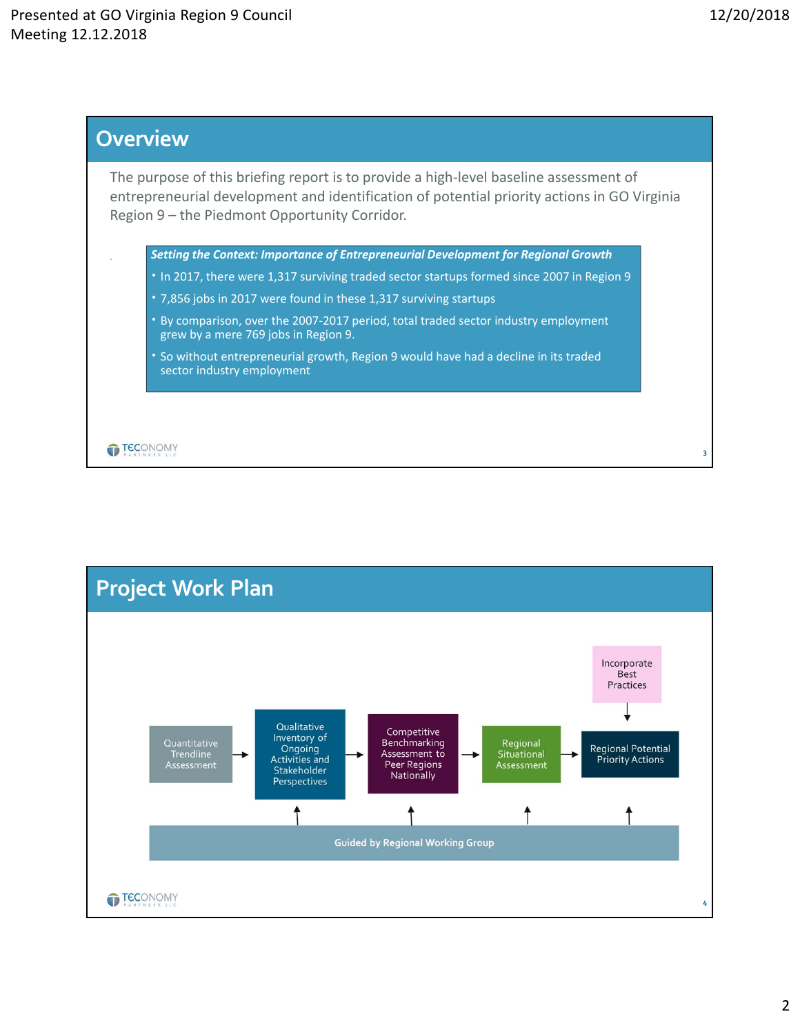## Overview

The purpose of this briefing report is to provide a high-level baseline assessment of entrepreneurial development and identification of potential priority actions in GO Virginia Region 9 – the Piedmont Opportunity Corridor.

***Setting the Context: Importance of Entrepreneurial Development for Regional Growth***

- In 2017, there were 1,317 surviving traded sector startups formed since 2007 in Region 9
- 7,856 jobs in 2017 were found in these 1,317 surviving startups
- By comparison, over the 2007-2017 period, total traded sector industry employment grew by a mere 769 jobs in Region 9.
- So without entrepreneurial growth, Region 9 would have had a decline in its traded sector industry employment

## Project Work Plan

Quantitative Trendline Assessment → Qualitative Inventory of Ongoing Activities and Stakeholder Perspectives → Competitive Benchmarking Assessment to Peer Regions Nationally → Regional Situational Assessment → Regional Potential Priority Actions

Incorporate Best Practices → Regional Potential Priority Actions

Guided by Regional Working Group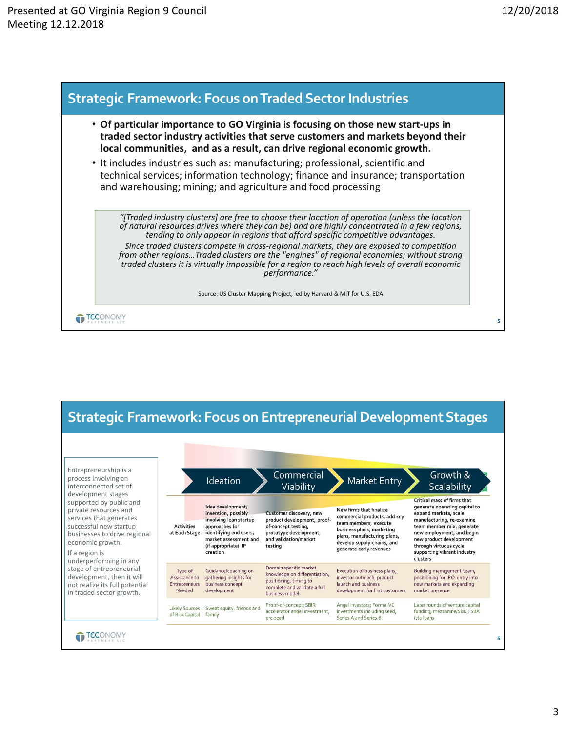## Strategic Framework: Focus on Traded Sector Industries

- **Of particular importance to GO Virginia is focusing on those new start-ups in traded sector industry activities that serve customers and markets beyond their local communities, and as a result, can drive regional economic growth.**
- It includes industries such as: manufacturing; professional, scientific and technical services; information technology; finance and insurance; transportation and warehousing; mining; and agriculture and food processing

> *"[Traded industry clusters] are free to choose their location of operation (unless the location of natural resources drives where they can be) and are highly concentrated in a few regions, tending to only appear in regions that afford specific competitive advantages.*
>
> *Since traded clusters compete in cross-regional markets, they are exposed to competition from other regions…Traded clusters are the "engines" of regional economies; without strong traded clusters it is virtually impossible for a region to reach high levels of overall economic performance."*
>
> Source: US Cluster Mapping Project, led by Harvard & MIT for U.S. EDA

## Strategic Framework: Focus on Entrepreneurial Development Stages

Entrepreneurship is a process involving an interconnected set of development stages supported by public and private resources and services that generates successful new startup businesses to drive regional economic growth.

If a region is underperforming in any stage of entrepreneurial development, then it will not realize its full potential in traded sector growth.

| | Ideation | Commercial Viability | Market Entry | Growth & Scalability |
|---|---|---|---|---|
| Activities at Each Stage | Idea development/ invention, possibly involving lean startup approaches for identifying end users, market assessment and (if appropriate) IP creation | Customer discovery, new product development, proof-of-concept testing, prototype development, and validation/market testing | New firms that finalize commercial products, add key team members, execute business plans, marketing plans, manufacturing plans, develop supply-chains, and generate early revenues | Critical mass of firms that generate operating capital to expand markets, scale manufacturing, re-examine team member mix, generate new employment, and begin new product development through virtuous cycle supporting vibrant industry clusters |
| Type of Assistance to Entrepreneurs Needed | Guidance/coaching on gathering insights for business concept development | Domain specific market knowledge on differentiation, positioning, timing to complete and validate a full business model | Execution of business plans, investor outreach, product launch and business development for first customers | Building management team, positioning for IPO, entry into new markets and expanding market presence |
| Likely Sources of Risk Capital | Sweat equity; friends and family | Proof-of-concept; SBIR; accelerator angel investment, pre-seed | Angel investors; Formal VC investments including seed, Series A and Series B. | Later rounds of venture capital funding; mezzanine/SBIC; SBA (7)a loans |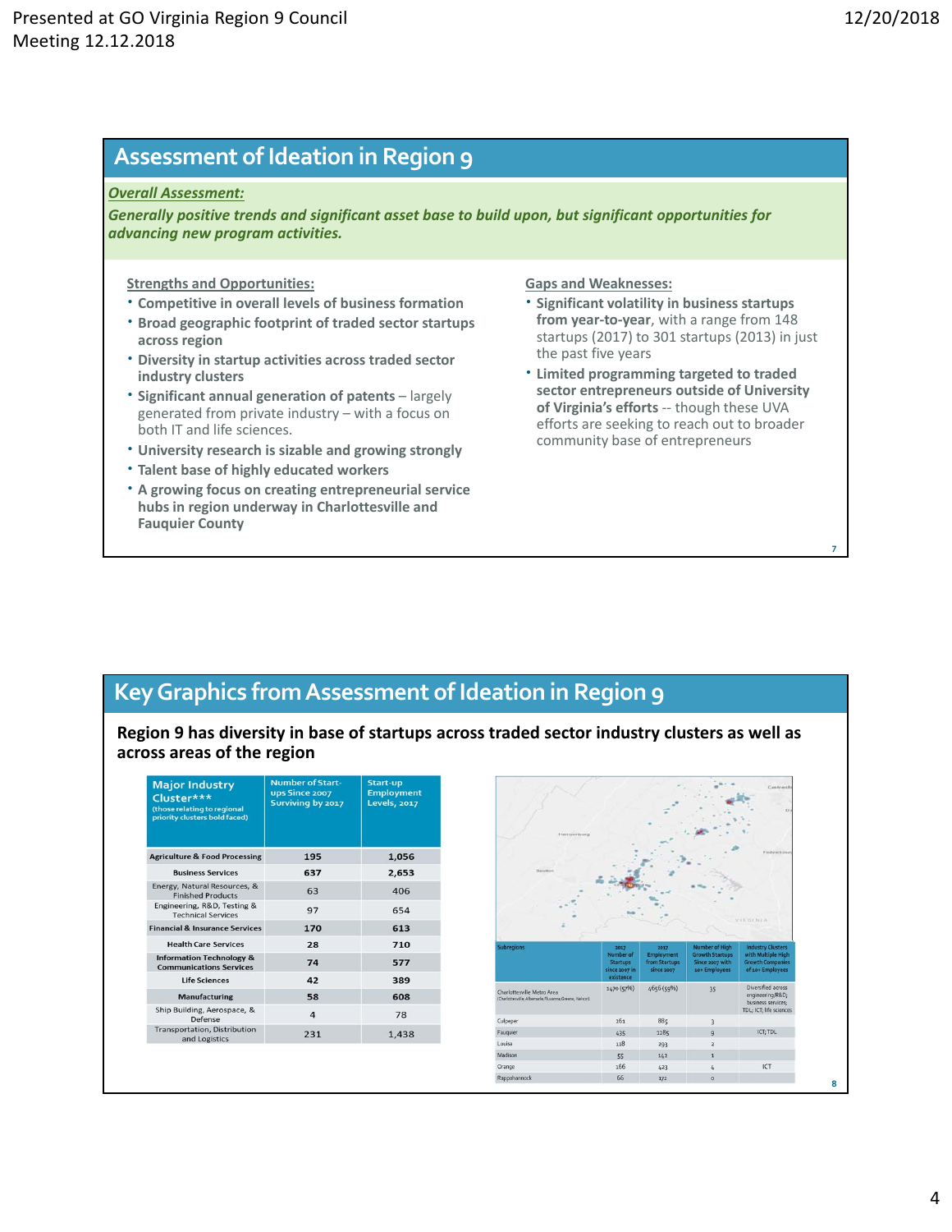## Assessment of Ideation in Region 9

***Overall Assessment:***

***Generally positive trends and significant asset base to build upon, but significant opportunities for advancing new program activities.***

**Strengths and Opportunities:**

- **Competitive in overall levels of business formation**
- **Broad geographic footprint of traded sector startups across region**
- **Diversity in startup activities across traded sector industry clusters**
- **Significant annual generation of patents** – largely generated from private industry – with a focus on both IT and life sciences.
- **University research is sizable and growing strongly**
- **Talent base of highly educated workers**
- **A growing focus on creating entrepreneurial service hubs in region underway in Charlottesville and Fauquier County**

**Gaps and Weaknesses:**

- **Significant volatility in business startups from year-to-year**, with a range from 148 startups (2017) to 301 startups (2013) in just the past five years
- **Limited programming targeted to traded sector entrepreneurs outside of University of Virginia's efforts** -- though these UVA efforts are seeking to reach out to broader community base of entrepreneurs

## Key Graphics from Assessment of Ideation in Region 9

**Region 9 has diversity in base of startups across traded sector industry clusters as well as across areas of the region**

| Major Industry Cluster*** (those relating to regional priority clusters bold faced) | Number of Start-ups Since 2007 Surviving by 2017 | Start-up Employment Levels, 2017 |
|---|---|---|
| **Agriculture & Food Processing** | 195 | 1,056 |
| **Business Services** | 637 | 2,653 |
| Energy, Natural Resources, & Finished Products | 63 | 406 |
| Engineering, R&D, Testing & Technical Services | 97 | 654 |
| **Financial & Insurance Services** | 170 | 613 |
| Health Care Services | 28 | 710 |
| **Information Technology & Communications Services** | 74 | 577 |
| Life Sciences | 42 | 389 |
| **Manufacturing** | 58 | 608 |
| Ship Building, Aerospace, & Defense | 4 | 78 |
| Transportation, Distribution and Logistics | 231 | 1,438 |

| Subregions | 2017 Number of Startups since 2007 in existence | 2017 Employment from Startups since 2007 | Number of High Growth Startups Since 2007 with 10+ Employees | Industry Clusters with Multiple High Growth Companies of 10+ Employees |
|---|---|---|---|---|
| Charlottesville Metro Area (Charlottesville, Albemarle, Fluvanna, Greene, Nelson) | 1470 (57%) | 4656 (59%) | 35 | Diversified across engineering/R&D; business services; TDL; ICT; life sciences |
| Culpeper | 161 | 885 | 3 | |
| Fauquier | 435 | 1285 | 9 | ICT; TDL |
| Louisa | 118 | 293 | 2 | |
| Madison | 55 | 142 | 1 | |
| Orange | 166 | 423 | 4 | ICT |
| Rappahannock | 66 | 172 | 0 | |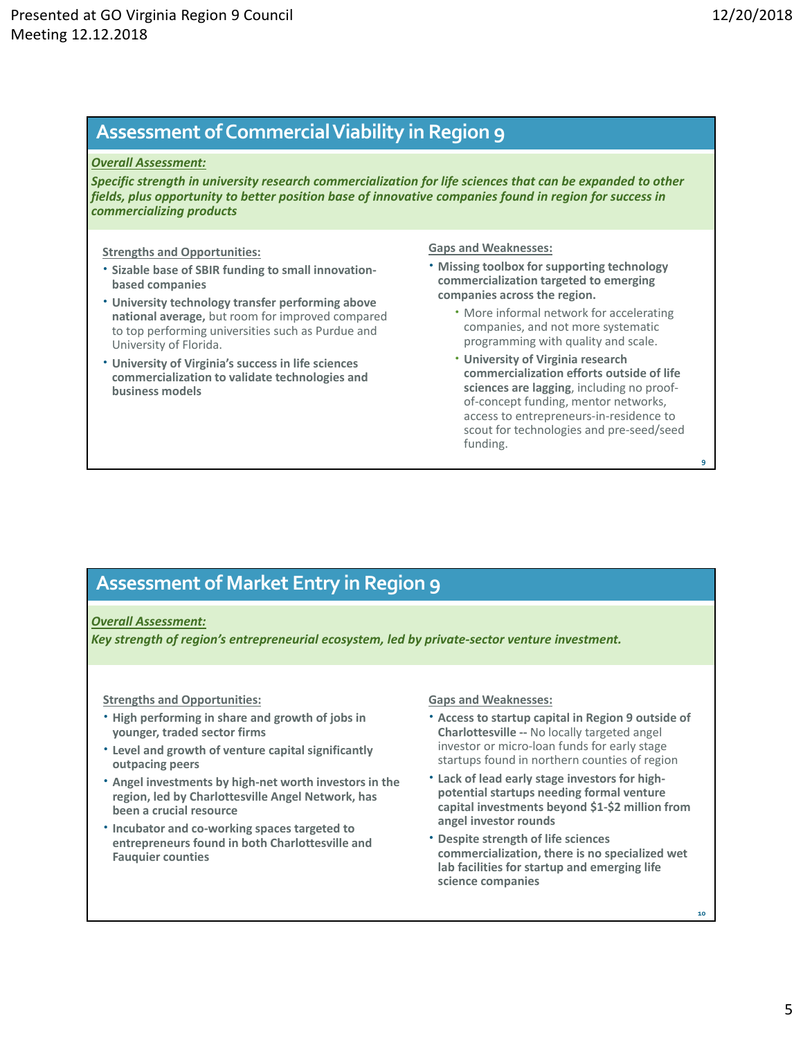## Assessment of Commercial Viability in Region 9

***Overall Assessment:***

***Specific strength in university research commercialization for life sciences that can be expanded to other fields, plus opportunity to better position base of innovative companies found in region for success in commercializing products***

**Strengths and Opportunities:**

- **Sizable base of SBIR funding to small innovation-based companies**
- **University technology transfer performing above national average,** but room for improved compared to top performing universities such as Purdue and University of Florida.
- **University of Virginia's success in life sciences commercialization to validate technologies and business models**

**Gaps and Weaknesses:**

- **Missing toolbox for supporting technology commercialization targeted to emerging companies across the region.**
  - More informal network for accelerating companies, and not more systematic programming with quality and scale.
  - **University of Virginia research commercialization efforts outside of life sciences are lagging**, including no proof-of-concept funding, mentor networks, access to entrepreneurs-in-residence to scout for technologies and pre-seed/seed funding.

## Assessment of Market Entry in Region 9

***Overall Assessment:***

***Key strength of region's entrepreneurial ecosystem, led by private-sector venture investment.***

**Strengths and Opportunities:**

- **High performing in share and growth of jobs in younger, traded sector firms**
- **Level and growth of venture capital significantly outpacing peers**
- **Angel investments by high-net worth investors in the region, led by Charlottesville Angel Network, has been a crucial resource**
- **Incubator and co-working spaces targeted to entrepreneurs found in both Charlottesville and Fauquier counties**

**Gaps and Weaknesses:**

- **Access to startup capital in Region 9 outside of Charlottesville --** No locally targeted angel investor or micro-loan funds for early stage startups found in northern counties of region
- **Lack of lead early stage investors for high-potential startups needing formal venture capital investments beyond $1-$2 million from angel investor rounds**
- **Despite strength of life sciences commercialization, there is no specialized wet lab facilities for startup and emerging life science companies**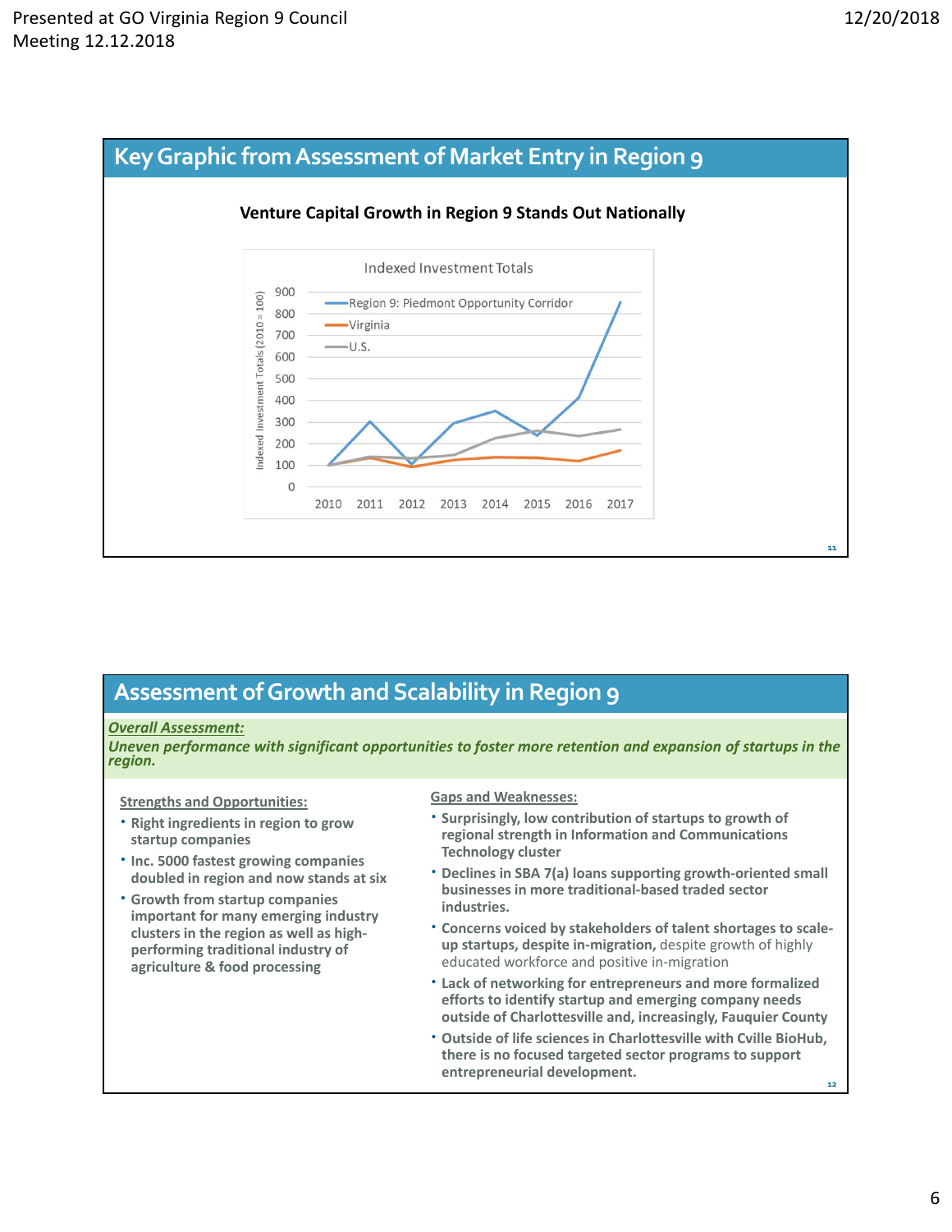## Key Graphic from Assessment of Market Entry in Region 9

**Venture Capital Growth in Region 9 Stands Out Nationally**

Indexed Investment Totals

Indexed Investment Totals (2010 = 100)

- Region 9: Piedmont Opportunity Corridor
- Virginia
- U.S.

900, 800, 700, 600, 500, 400, 300, 200, 100, 0

2010 2011 2012 2013 2014 2015 2016 2017

## Assessment of Growth and Scalability in Region 9

***Overall Assessment:***

***Uneven performance with significant opportunities to foster more retention and expansion of startups in the region.***

**Strengths and Opportunities:**

- **Right ingredients in region to grow startup companies**
- **Inc. 5000 fastest growing companies doubled in region and now stands at six**
- **Growth from startup companies important for many emerging industry clusters in the region as well as high-performing traditional industry of agriculture & food processing**

**Gaps and Weaknesses:**

- **Surprisingly, low contribution of startups to growth of regional strength in Information and Communications Technology cluster**
- **Declines in SBA 7(a) loans supporting growth-oriented small businesses in more traditional-based traded sector industries.**
- **Concerns voiced by stakeholders of talent shortages to scale-up startups, despite in-migration,** despite growth of highly educated workforce and positive in-migration
- **Lack of networking for entrepreneurs and more formalized efforts to identify startup and emerging company needs outside of Charlottesville and, increasingly, Fauquier County**
- **Outside of life sciences in Charlottesville with Cville BioHub, there is no focused targeted sector programs to support entrepreneurial development.**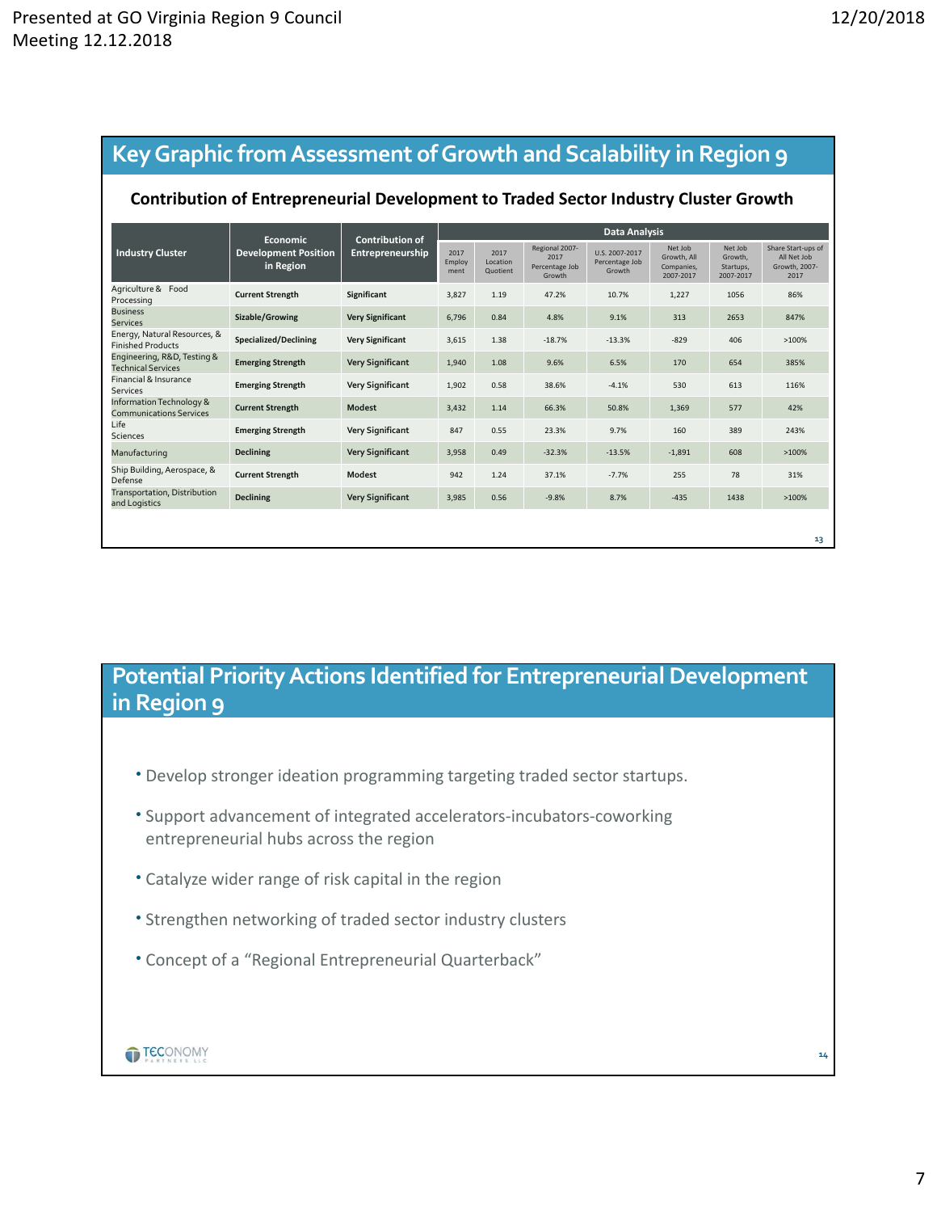## Key Graphic from Assessment of Growth and Scalability in Region 9

### Contribution of Entrepreneurial Development to Traded Sector Industry Cluster Growth

| Industry Cluster | Economic Development Position in Region | Contribution of Entrepreneurship | Data Analysis | | | | | | |
|---|---|---|---|---|---|---|---|---|---|
| | | | 2017 Employment | 2017 Location Quotient | Regional 2007-2017 Percentage Job Growth | U.S. 2007-2017 Percentage Job Growth | Net Job Growth, All Companies, 2007-2017 | Net Job Growth, Startups, 2007-2017 | Share Start-ups of All Net Job Growth, 2007-2017 |
| Agriculture & Food Processing | Current Strength | Significant | 3,827 | 1.19 | 47.2% | 10.7% | 1,227 | 1056 | 86% |
| Business Services | Sizable/Growing | Very Significant | 6,796 | 0.84 | 4.8% | 9.1% | 313 | 2653 | 847% |
| Energy, Natural Resources, & Finished Products | Specialized/Declining | Very Significant | 3,615 | 1.38 | -18.7% | -13.3% | -829 | 406 | >100% |
| Engineering, R&D, Testing & Technical Services | Emerging Strength | Very Significant | 1,940 | 1.08 | 9.6% | 6.5% | 170 | 654 | 385% |
| Financial & Insurance Services | Emerging Strength | Very Significant | 1,902 | 0.58 | 38.6% | -4.1% | 530 | 613 | 116% |
| Information Technology & Communications Services | Current Strength | Modest | 3,432 | 1.14 | 66.3% | 50.8% | 1,369 | 577 | 42% |
| Life Sciences | Emerging Strength | Very Significant | 847 | 0.55 | 23.3% | 9.7% | 160 | 389 | 243% |
| Manufacturing | Declining | Very Significant | 3,958 | 0.49 | -32.3% | -13.5% | -1,891 | 608 | >100% |
| Ship Building, Aerospace, & Defense | Current Strength | Modest | 942 | 1.24 | 37.1% | -7.7% | 255 | 78 | 31% |
| Transportation, Distribution and Logistics | Declining | Very Significant | 3,985 | 0.56 | -9.8% | 8.7% | -435 | 1438 | >100% |

## Potential Priority Actions Identified for Entrepreneurial Development in Region 9

- Develop stronger ideation programming targeting traded sector startups.
- Support advancement of integrated accelerators-incubators-coworking entrepreneurial hubs across the region
- Catalyze wider range of risk capital in the region
- Strengthen networking of traded sector industry clusters
- Concept of a "Regional Entrepreneurial Quarterback"

TECONOMY PARTNERS, LLC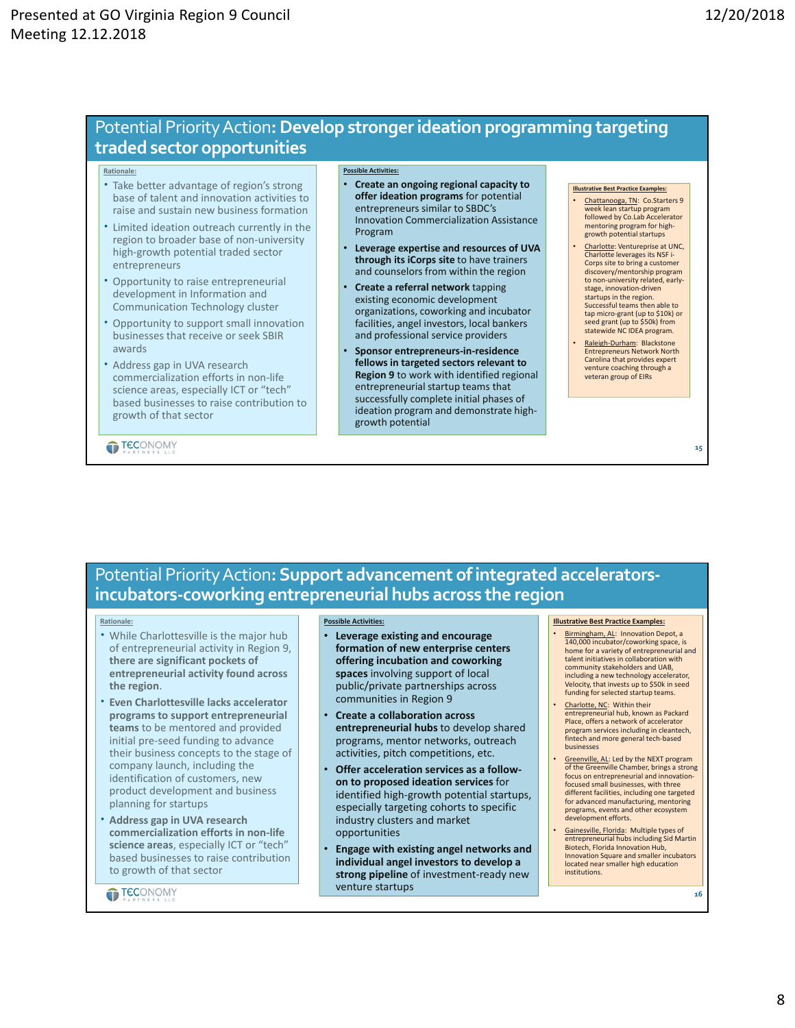## Potential Priority Action: **Develop stronger ideation programming targeting traded sector opportunities**

**Rationale:**

- Take better advantage of region's strong base of talent and innovation activities to raise and sustain new business formation
- Limited ideation outreach currently in the region to broader base of non-university high-growth potential traded sector entrepreneurs
- Opportunity to raise entrepreneurial development in Information and Communication Technology cluster
- Opportunity to support small innovation businesses that receive or seek SBIR awards
- Address gap in UVA research commercialization efforts in non-life science areas, especially ICT or "tech" based businesses to raise contribution to growth of that sector

**Possible Activities:**

- **Create an ongoing regional capacity to offer ideation programs** for potential entrepreneurs similar to SBDC's Innovation Commercialization Assistance Program
- **Leverage expertise and resources of UVA through its iCorps site** to have trainers and counselors from within the region
- **Create a referral network** tapping existing economic development organizations, coworking and incubator facilities, angel investors, local bankers and professional service providers
- **Sponsor entrepreneurs-in-residence fellows in targeted sectors relevant to Region 9** to work with identified regional entrepreneurial startup teams that successfully complete initial phases of ideation program and demonstrate high-growth potential

**Illustrative Best Practice Examples:**

- Chattanooga, TN: Co.Starters 9 week lean startup program followed by Co.Lab Accelerator mentoring program for high-growth potential startups
- Charlotte: Ventureprise at UNC, Charlotte leverages its NSF i-Corps site to bring a customer discovery/mentorship program to non-university related, early-stage, innovation-driven startups in the region. Successful teams then able to tap micro-grant (up to $10k) or seed grant (up to $50k) from statewide NC IDEA program.
- Raleigh-Durham: Blackstone Entrepreneurs Network North Carolina that provides expert venture coaching through a veteran group of EIRs

## Potential Priority Action: **Support advancement of integrated accelerators-incubators-coworking entrepreneurial hubs across the region**

**Rationale:**

- While Charlottesville is the major hub of entrepreneurial activity in Region 9, **there are significant pockets of entrepreneurial activity found across the region**.
- **Even Charlottesville lacks accelerator programs to support entrepreneurial teams** to be mentored and provided initial pre-seed funding to advance their business concepts to the stage of company launch, including the identification of customers, new product development and business planning for startups
- **Address gap in UVA research commercialization efforts in non-life science areas**, especially ICT or "tech" based businesses to raise contribution to growth of that sector

**Possible Activities:**

- **Leverage existing and encourage formation of new enterprise centers offering incubation and coworking spaces** involving support of local public/private partnerships across communities in Region 9
- **Create a collaboration across entrepreneurial hubs** to develop shared programs, mentor networks, outreach activities, pitch competitions, etc.
- **Offer acceleration services as a follow-on to proposed ideation services** for identified high-growth potential startups, especially targeting cohorts to specific industry clusters and market opportunities
- **Engage with existing angel networks and individual angel investors to develop a strong pipeline** of investment-ready new venture startups

**Illustrative Best Practice Examples:**

- Birmingham, AL: Innovation Depot, a 140,000 incubator/coworking space, is home for a variety of entrepreneurial and talent initiatives in collaboration with community stakeholders and UAB, including a new technology accelerator, Velocity, that invests up to $50k in seed funding for selected startup teams.
- Charlotte, NC: Within their entrepreneurial hub, known as Packard Place, offers a network of accelerator program services including in cleantech, fintech and more general tech-based businesses
- Greenville, AL: Led by the NEXT program of the Greenville Chamber, brings a strong focus on entrepreneurial and innovation-focused small businesses, with three different facilities, including one targeted for advanced manufacturing, mentoring programs, events and other ecosystem development efforts.
- Gainesville, Florida: Multiple types of entrepreneurial hubs including Sid Martin Biotech, Florida Innovation Hub, Innovation Square and smaller incubators located near smaller high education institutions.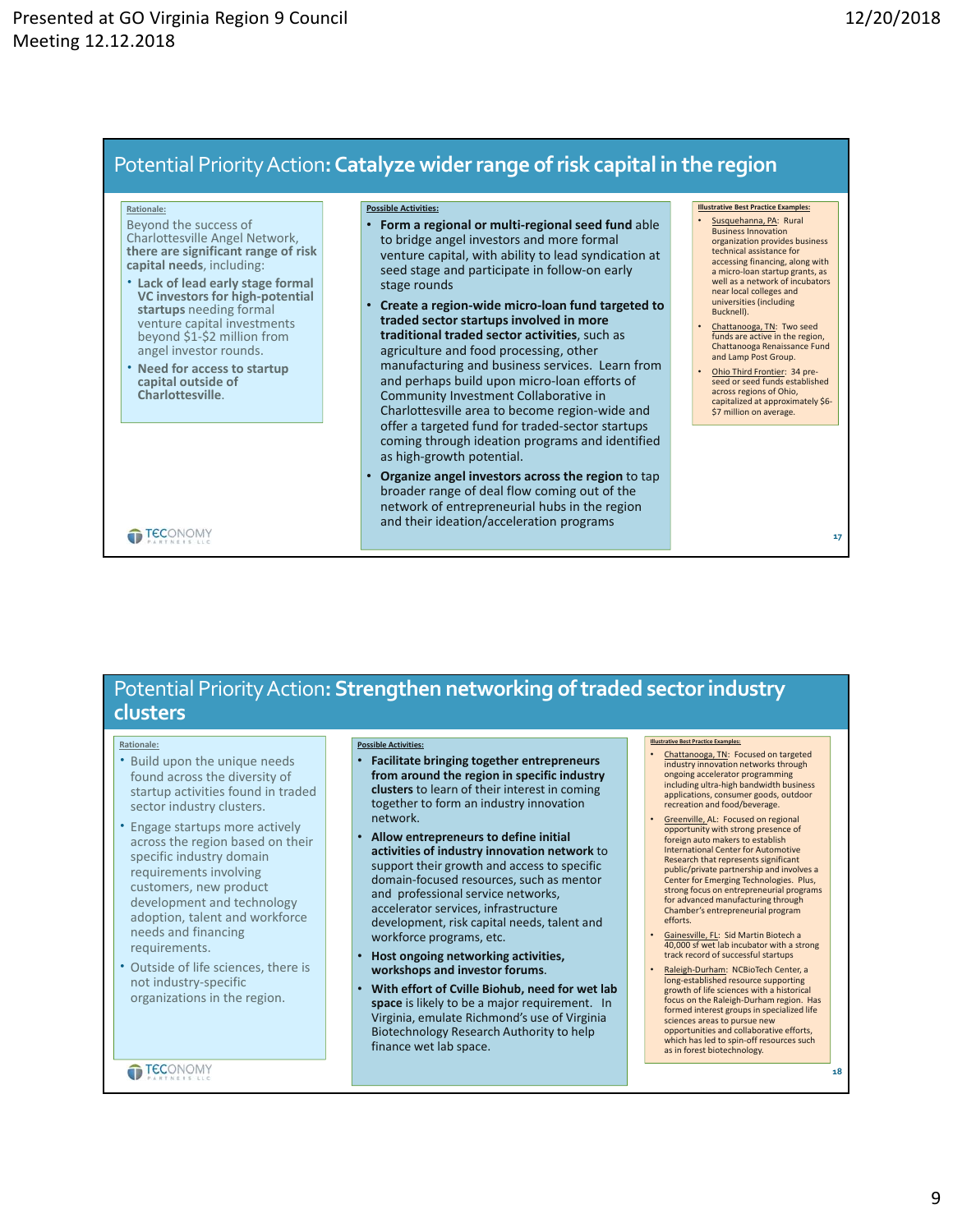## Potential Priority Action: **Catalyze wider range of risk capital in the region**

**Rationale:**

Beyond the success of Charlottesville Angel Network, **there are significant range of risk capital needs**, including:

- **Lack of lead early stage formal VC investors for high-potential startups** needing formal venture capital investments beyond $1-$2 million from angel investor rounds.
- **Need for access to startup capital outside of Charlottesville**.

**Possible Activities:**

- **Form a regional or multi-regional seed fund** able to bridge angel investors and more formal venture capital, with ability to lead syndication at seed stage and participate in follow-on early stage rounds
- **Create a region-wide micro-loan fund targeted to traded sector startups involved in more traditional traded sector activities**, such as agriculture and food processing, other manufacturing and business services. Learn from and perhaps build upon micro-loan efforts of Community Investment Collaborative in Charlottesville area to become region-wide and offer a targeted fund for traded-sector startups coming through ideation programs and identified as high-growth potential.
- **Organize angel investors across the region** to tap broader range of deal flow coming out of the network of entrepreneurial hubs in the region and their ideation/acceleration programs

**Illustrative Best Practice Examples:**

- Susquehanna, PA: Rural Business Innovation organization provides business technical assistance for accessing financing, along with a micro-loan startup grants, as well as a network of incubators near local colleges and universities (including Bucknell).
- Chattanooga, TN: Two seed funds are active in the region, Chattanooga Renaissance Fund and Lamp Post Group.
- Ohio Third Frontier: 34 pre-seed or seed funds established across regions of Ohio, capitalized at approximately $6-$7 million on average.

TECONOMY PARTNERS LLC

17

## Potential Priority Action: **Strengthen networking of traded sector industry clusters**

**Rationale:**

- Build upon the unique needs found across the diversity of startup activities found in traded sector industry clusters.
- Engage startups more actively across the region based on their specific industry domain requirements involving customers, new product development and technology adoption, talent and workforce needs and financing requirements.
- Outside of life sciences, there is not industry-specific organizations in the region.

**Possible Activities:**

- **Facilitate bringing together entrepreneurs from around the region in specific industry clusters** to learn of their interest in coming together to form an industry innovation network.
- **Allow entrepreneurs to define initial activities of industry innovation network** to support their growth and access to specific domain-focused resources, such as mentor and professional service networks, accelerator services, infrastructure development, risk capital needs, talent and workforce programs, etc.
- **Host ongoing networking activities, workshops and investor forums.**
- **With effort of Cville Biohub, need for wet lab space** is likely to be a major requirement. In Virginia, emulate Richmond's use of Virginia Biotechnology Research Authority to help finance wet lab space.

**Illustrative Best Practice Examples:**

- Chattanooga, TN: Focused on targeted industry innovation networks through ongoing accelerator programming including ultra-high bandwidth business applications, consumer goods, outdoor recreation and food/beverage.
- Greenville, AL: Focused on regional opportunity with strong presence of foreign auto makers to establish International Center for Automotive Research that represents significant public/private partnership and involves a Center for Emerging Technologies. Plus, strong focus on entrepreneurial programs for advanced manufacturing through Chamber's entrepreneurial program efforts.
- Gainesville, FL: Sid Martin Biotech a 40,000 sf wet lab incubator with a strong track record of successful startups
- Raleigh-Durham: NCBioTech Center, a long-established resource supporting growth of life sciences with a historical focus on the Raleigh-Durham region. Has formed interest groups in specialized life sciences areas to pursue new opportunities and collaborative efforts, which has led to spin-off resources such as in forest biotechnology.

TECONOMY PARTNERS LLC

18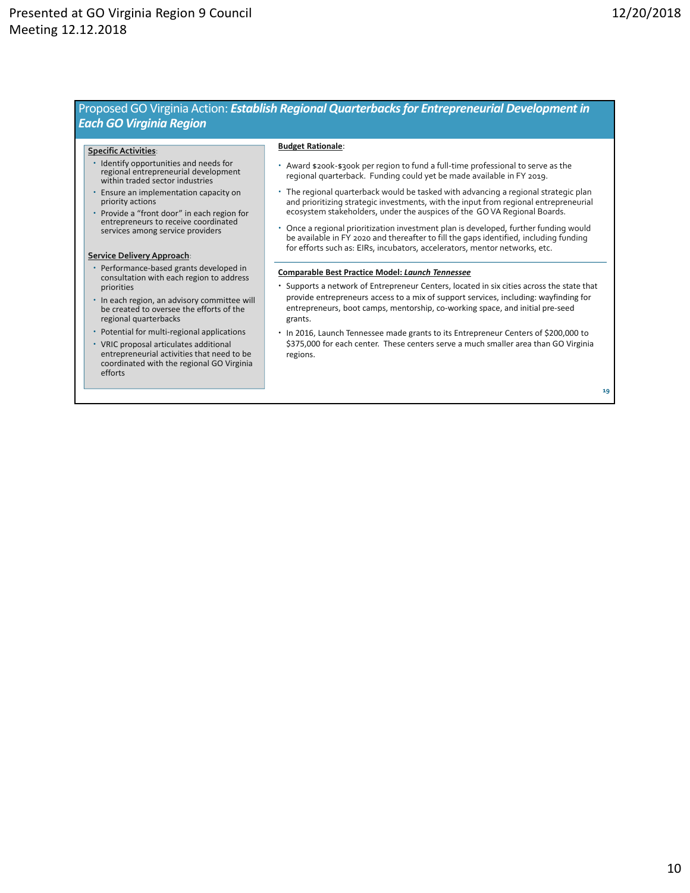## Proposed GO Virginia Action: *Establish Regional Quarterbacks for Entrepreneurial Development in Each GO Virginia Region*

**Specific Activities**:

- Identify opportunities and needs for regional entrepreneurial development within traded sector industries
- Ensure an implementation capacity on priority actions
- Provide a "front door" in each region for entrepreneurs to receive coordinated services among service providers

**Service Delivery Approach**:

- Performance-based grants developed in consultation with each region to address priorities
- In each region, an advisory committee will be created to oversee the efforts of the regional quarterbacks
- Potential for multi-regional applications
- VRIC proposal articulates additional entrepreneurial activities that need to be coordinated with the regional GO Virginia efforts

**Budget Rationale**:

- Award $200k-$300k per region to fund a full-time professional to serve as the regional quarterback. Funding could yet be made available in FY 2019.
- The regional quarterback would be tasked with advancing a regional strategic plan and prioritizing strategic investments, with the input from regional entrepreneurial ecosystem stakeholders, under the auspices of the GO VA Regional Boards.
- Once a regional prioritization investment plan is developed, further funding would be available in FY 2020 and thereafter to fill the gaps identified, including funding for efforts such as: EIRs, incubators, accelerators, mentor networks, etc.

**Comparable Best Practice Model: *Launch Tennessee***

- Supports a network of Entrepreneur Centers, located in six cities across the state that provide entrepreneurs access to a mix of support services, including: wayfinding for entrepreneurs, boot camps, mentorship, co-working space, and initial pre-seed grants.
- In 2016, Launch Tennessee made grants to its Entrepreneur Centers of $200,000 to $375,000 for each center. These centers serve a much smaller area than GO Virginia regions.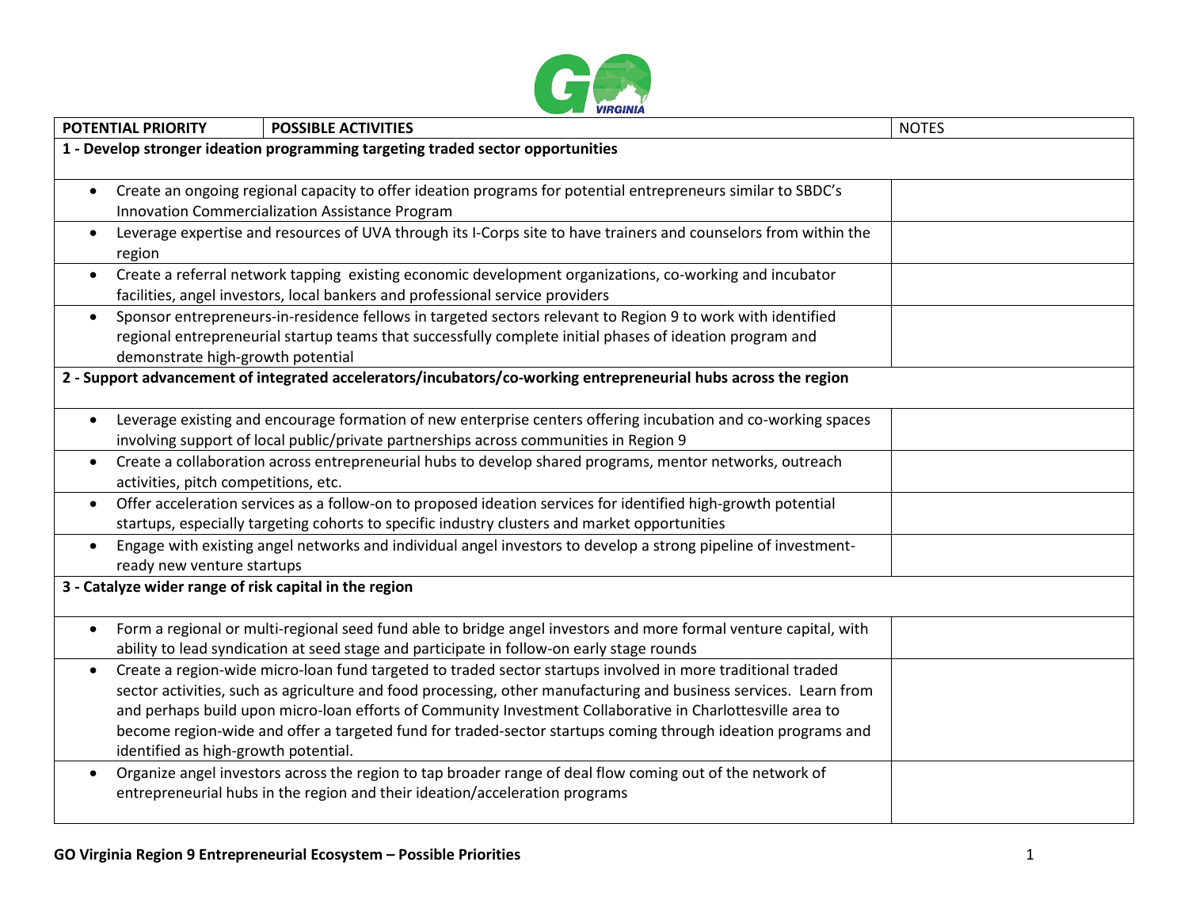| POTENTIAL PRIORITY | POSSIBLE ACTIVITIES | NOTES |
|---|---|---|
| **1 - Develop stronger ideation programming targeting traded sector opportunities** | | |
| • Create an ongoing regional capacity to offer ideation programs for potential entrepreneurs similar to SBDC's Innovation Commercialization Assistance Program | | |
| • Leverage expertise and resources of UVA through its I-Corps site to have trainers and counselors from within the region | | |
| • Create a referral network tapping existing economic development organizations, co-working and incubator facilities, angel investors, local bankers and professional service providers | | |
| • Sponsor entrepreneurs-in-residence fellows in targeted sectors relevant to Region 9 to work with identified regional entrepreneurial startup teams that successfully complete initial phases of ideation program and demonstrate high-growth potential | | |
| **2 - Support advancement of integrated accelerators/incubators/co-working entrepreneurial hubs across the region** | | |
| • Leverage existing and encourage formation of new enterprise centers offering incubation and co-working spaces involving support of local public/private partnerships across communities in Region 9 | | |
| • Create a collaboration across entrepreneurial hubs to develop shared programs, mentor networks, outreach activities, pitch competitions, etc. | | |
| • Offer acceleration services as a follow-on to proposed ideation services for identified high-growth potential startups, especially targeting cohorts to specific industry clusters and market opportunities | | |
| • Engage with existing angel networks and individual angel investors to develop a strong pipeline of investment-ready new venture startups | | |
| **3 - Catalyze wider range of risk capital in the region** | | |
| • Form a regional or multi-regional seed fund able to bridge angel investors and more formal venture capital, with ability to lead syndication at seed stage and participate in follow-on early stage rounds | | |
| • Create a region-wide micro-loan fund targeted to traded sector startups involved in more traditional traded sector activities, such as agriculture and food processing, other manufacturing and business services. Learn from and perhaps build upon micro-loan efforts of Community Investment Collaborative in Charlottesville area to become region-wide and offer a targeted fund for traded-sector startups coming through ideation programs and identified as high-growth potential. | | |
| • Organize angel investors across the region to tap broader range of deal flow coming out of the network of entrepreneurial hubs in the region and their ideation/acceleration programs | | |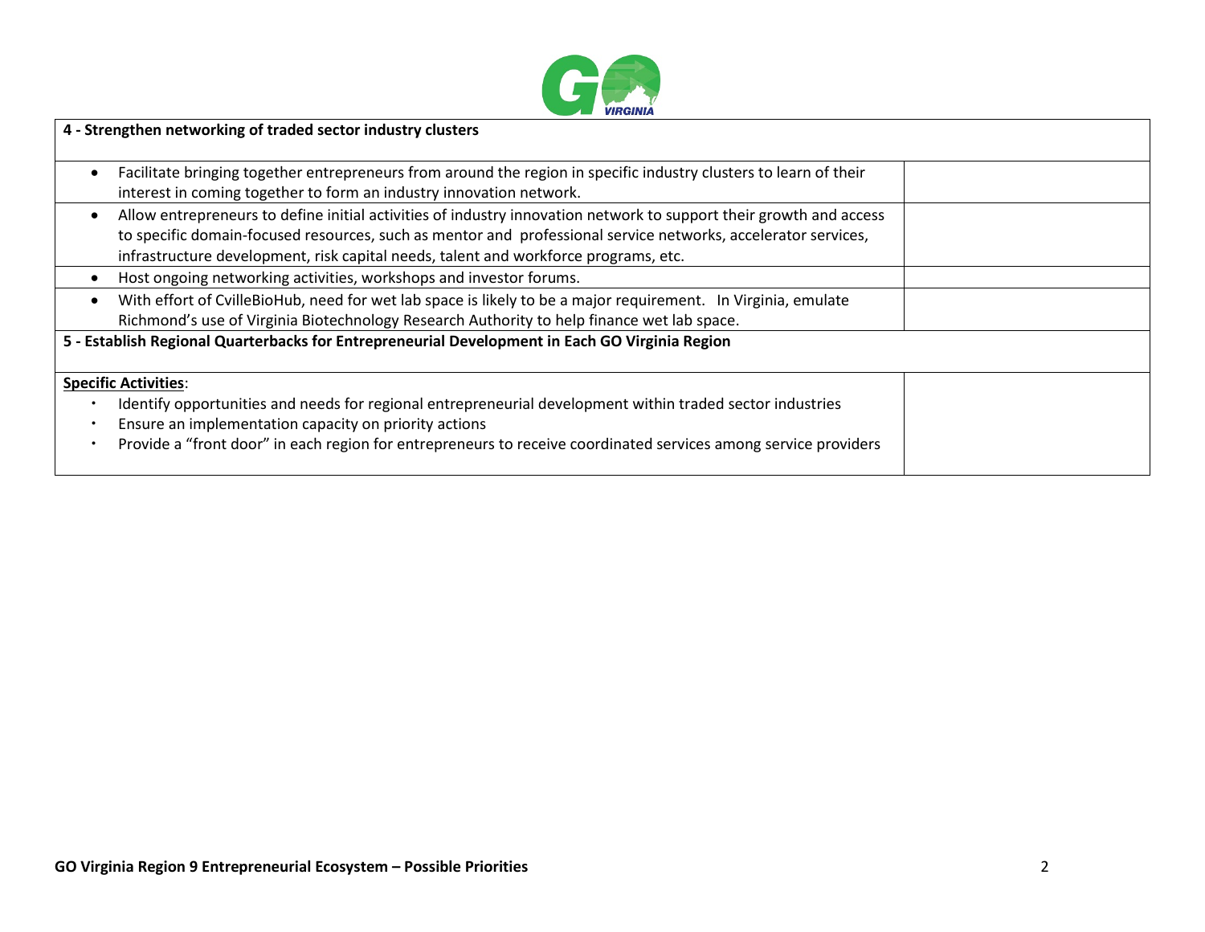| 4 - Strengthen networking of traded sector industry clusters | |
|---|---|
| • Facilitate bringing together entrepreneurs from around the region in specific industry clusters to learn of their interest in coming together to form an industry innovation network. | |
| • Allow entrepreneurs to define initial activities of industry innovation network to support their growth and access to specific domain-focused resources, such as mentor and professional service networks, accelerator services, infrastructure development, risk capital needs, talent and workforce programs, etc. | |
| • Host ongoing networking activities, workshops and investor forums. | |
| • With effort of CvilleBioHub, need for wet lab space is likely to be a major requirement. In Virginia, emulate Richmond's use of Virginia Biotechnology Research Authority to help finance wet lab space. | |
| **5 - Establish Regional Quarterbacks for Entrepreneurial Development in Each GO Virginia Region** | |
| **Specific Activities**:<br>• Identify opportunities and needs for regional entrepreneurial development within traded sector industries<br>• Ensure an implementation capacity on priority actions<br>• Provide a "front door" in each region for entrepreneurs to receive coordinated services among service providers | |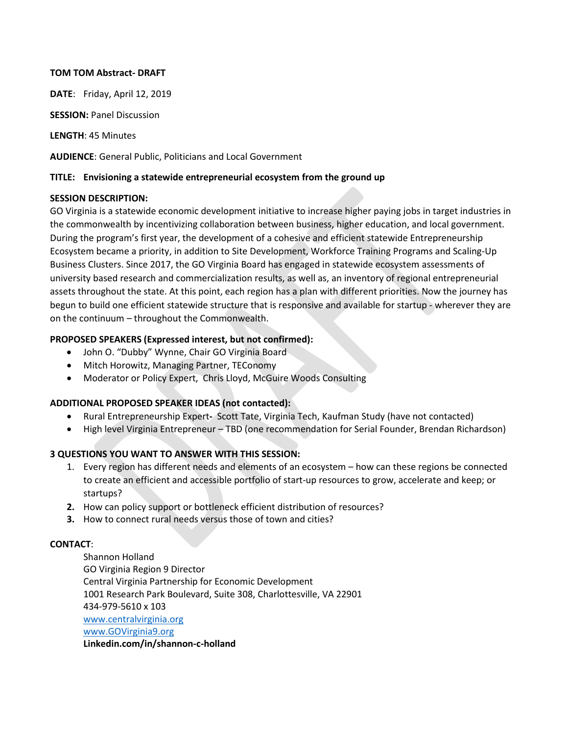**TOM TOM Abstract- DRAFT**

**DATE**: Friday, April 12, 2019

**SESSION:** Panel Discussion

**LENGTH**: 45 Minutes

**AUDIENCE**: General Public, Politicians and Local Government

**TITLE: Envisioning a statewide entrepreneurial ecosystem from the ground up**

**SESSION DESCRIPTION:**
GO Virginia is a statewide economic development initiative to increase higher paying jobs in target industries in the commonwealth by incentivizing collaboration between business, higher education, and local government. During the program's first year, the development of a cohesive and efficient statewide Entrepreneurship Ecosystem became a priority, in addition to Site Development, Workforce Training Programs and Scaling-Up Business Clusters. Since 2017, the GO Virginia Board has engaged in statewide ecosystem assessments of university based research and commercialization results, as well as, an inventory of regional entrepreneurial assets throughout the state. At this point, each region has a plan with different priorities. Now the journey has begun to build one efficient statewide structure that is responsive and available for startup - wherever they are on the continuum – throughout the Commonwealth.

**PROPOSED SPEAKERS (Expressed interest, but not confirmed):**

- John O. "Dubby" Wynne, Chair GO Virginia Board
- Mitch Horowitz, Managing Partner, TEConomy
- Moderator or Policy Expert, Chris Lloyd, McGuire Woods Consulting

**ADDITIONAL PROPOSED SPEAKER IDEAS (not contacted):**

- Rural Entrepreneurship Expert- Scott Tate, Virginia Tech, Kaufman Study (have not contacted)
- High level Virginia Entrepreneur – TBD (one recommendation for Serial Founder, Brendan Richardson)

**3 QUESTIONS YOU WANT TO ANSWER WITH THIS SESSION:**

1. Every region has different needs and elements of an ecosystem – how can these regions be connected to create an efficient and accessible portfolio of start-up resources to grow, accelerate and keep; or startups?
2. How can policy support or bottleneck efficient distribution of resources?
3. How to connect rural needs versus those of town and cities?

**CONTACT**:

Shannon Holland
GO Virginia Region 9 Director
Central Virginia Partnership for Economic Development
1001 Research Park Boulevard, Suite 308, Charlottesville, VA 22901
434-979-5610 x 103
www.centralvirginia.org
www.GOVirginia9.org
**Linkedin.com/in/shannon-c-holland**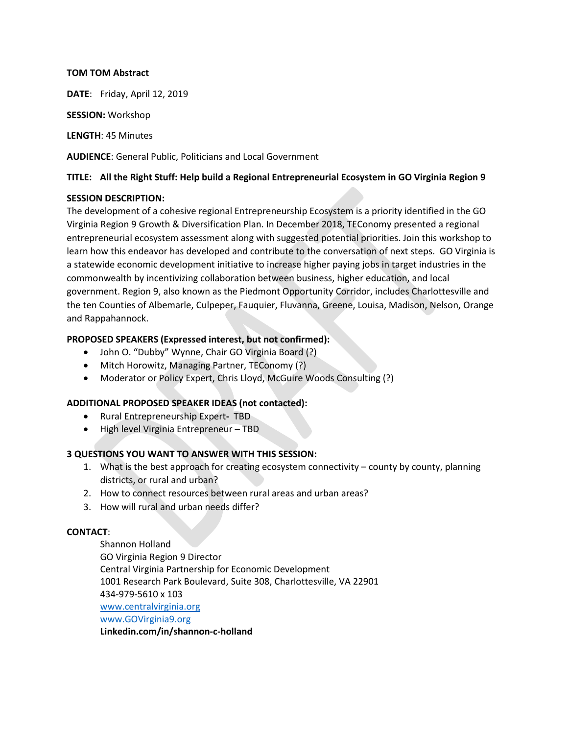**TOM TOM Abstract**

**DATE**: Friday, April 12, 2019

**SESSION:** Workshop

**LENGTH**: 45 Minutes

**AUDIENCE**: General Public, Politicians and Local Government

**TITLE: All the Right Stuff: Help build a Regional Entrepreneurial Ecosystem in GO Virginia Region 9**

**SESSION DESCRIPTION:**
The development of a cohesive regional Entrepreneurship Ecosystem is a priority identified in the GO Virginia Region 9 Growth & Diversification Plan. In December 2018, TEConomy presented a regional entrepreneurial ecosystem assessment along with suggested potential priorities. Join this workshop to learn how this endeavor has developed and contribute to the conversation of next steps. GO Virginia is a statewide economic development initiative to increase higher paying jobs in target industries in the commonwealth by incentivizing collaboration between business, higher education, and local government. Region 9, also known as the Piedmont Opportunity Corridor, includes Charlottesville and the ten Counties of Albemarle, Culpeper, Fauquier, Fluvanna, Greene, Louisa, Madison, Nelson, Orange and Rappahannock.

**PROPOSED SPEAKERS (Expressed interest, but not confirmed):**

- John O. "Dubby" Wynne, Chair GO Virginia Board (?)
- Mitch Horowitz, Managing Partner, TEConomy (?)
- Moderator or Policy Expert, Chris Lloyd, McGuire Woods Consulting (?)

**ADDITIONAL PROPOSED SPEAKER IDEAS (not contacted):**

- Rural Entrepreneurship Expert- TBD
- High level Virginia Entrepreneur – TBD

**3 QUESTIONS YOU WANT TO ANSWER WITH THIS SESSION:**

1. What is the best approach for creating ecosystem connectivity – county by county, planning districts, or rural and urban?
2. How to connect resources between rural areas and urban areas?
3. How will rural and urban needs differ?

**CONTACT**:

Shannon Holland
GO Virginia Region 9 Director
Central Virginia Partnership for Economic Development
1001 Research Park Boulevard, Suite 308, Charlottesville, VA 22901
434-979-5610 x 103
www.centralvirginia.org
www.GOVirginia9.org
**Linkedin.com/in/shannon-c-holland**